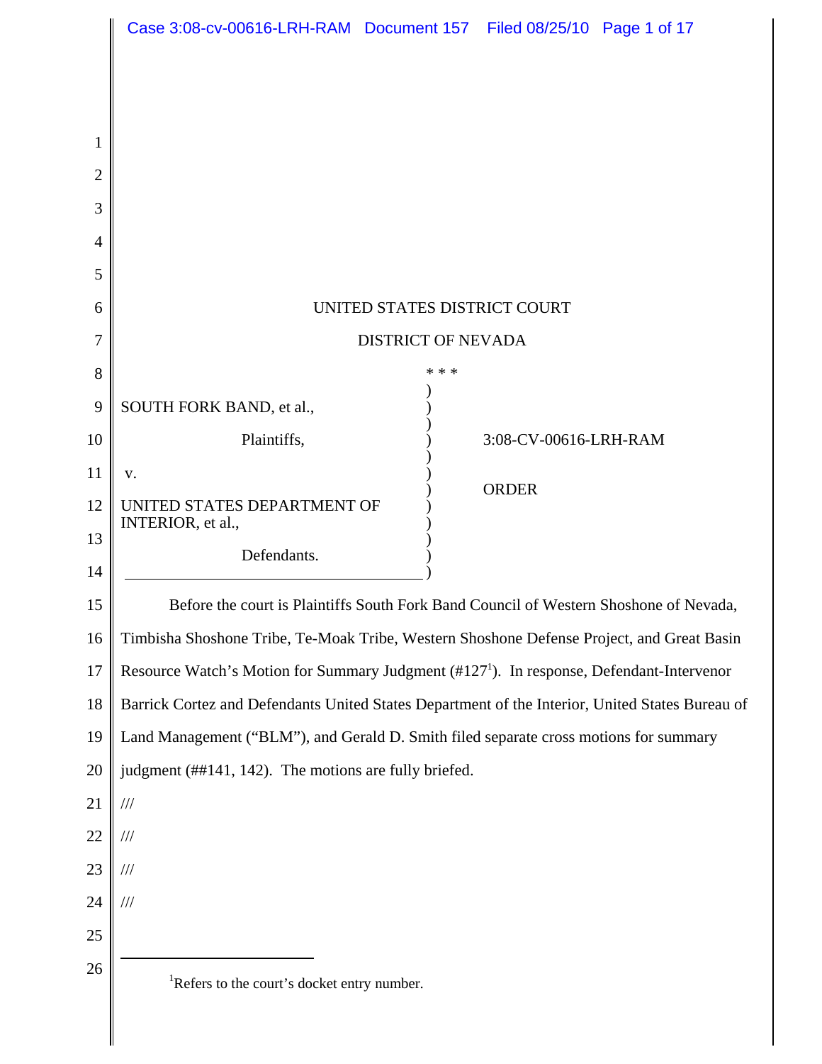UNITED STATES DISTRICT COURT

DISTRICT OF NEVADA

* * *

SOUTH FORK BAND, et al.,

Plaintiffs,

v.

UNITED STATES DEPARTMENT OF INTERIOR, et al.,

Defendants.

3:08-CV-00616-LRH-RAM

ORDER

Before the court is Plaintiffs South Fork Band Council of Western Shoshone of Nevada, Timbisha Shoshone Tribe, Te-Moak Tribe, Western Shoshone Defense Project, and Great Basin Resource Watch's Motion for Summary Judgment (#127[1]). In response, Defendant-Intervenor Barrick Cortez and Defendants United States Department of the Interior, United States Bureau of Land Management ("BLM"), and Gerald D. Smith filed separate cross motions for summary judgment (##141, 142). The motions are fully briefed.

///

///

///

///

[1] Refers to the court's docket entry number.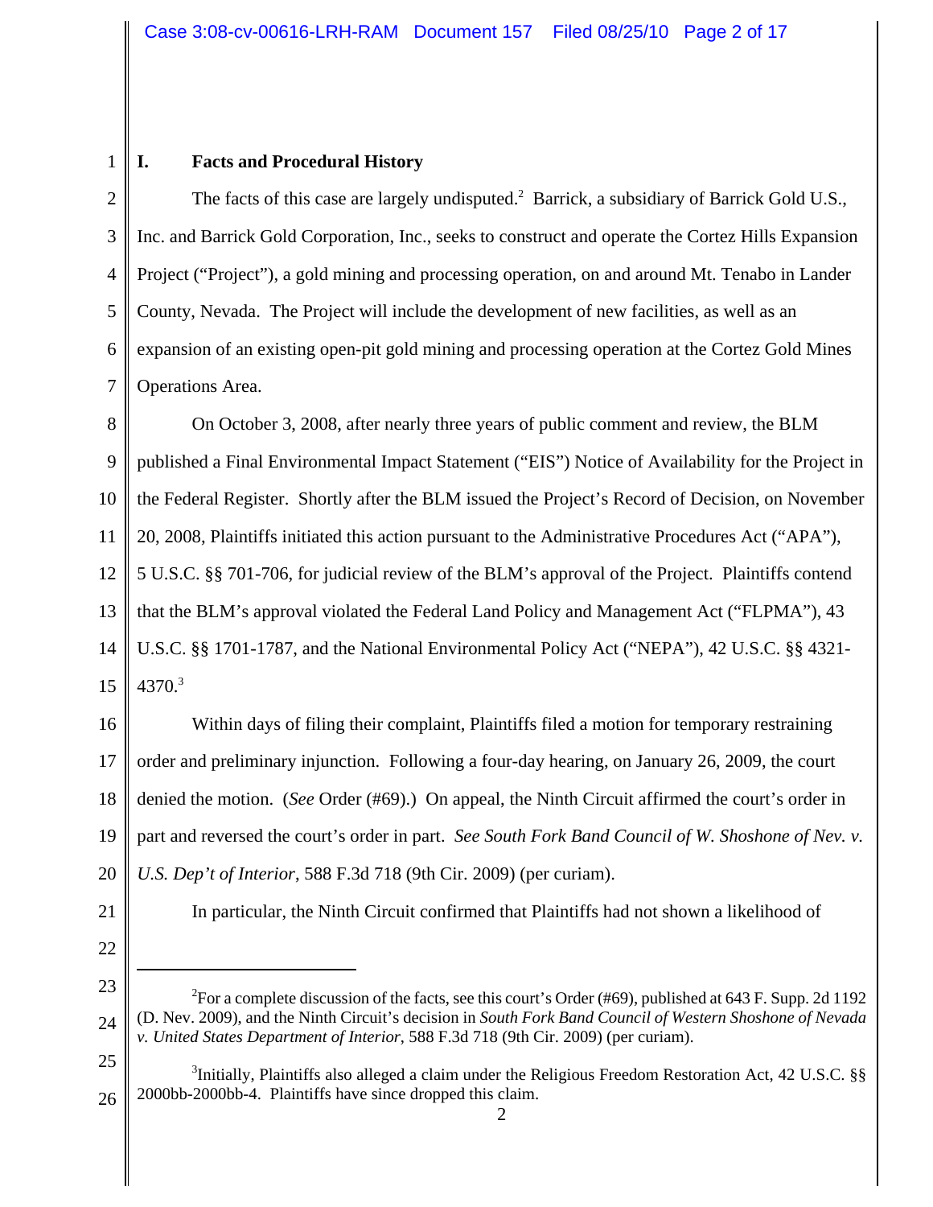## I. Facts and Procedural History

The facts of this case are largely undisputed.[2] Barrick, a subsidiary of Barrick Gold U.S., Inc. and Barrick Gold Corporation, Inc., seeks to construct and operate the Cortez Hills Expansion Project ("Project"), a gold mining and processing operation, on and around Mt. Tenabo in Lander County, Nevada. The Project will include the development of new facilities, as well as an expansion of an existing open-pit gold mining and processing operation at the Cortez Gold Mines Operations Area.

On October 3, 2008, after nearly three years of public comment and review, the BLM published a Final Environmental Impact Statement ("EIS") Notice of Availability for the Project in the Federal Register. Shortly after the BLM issued the Project's Record of Decision, on November 20, 2008, Plaintiffs initiated this action pursuant to the Administrative Procedures Act ("APA"), 5 U.S.C. §§ 701-706, for judicial review of the BLM's approval of the Project. Plaintiffs contend that the BLM's approval violated the Federal Land Policy and Management Act ("FLPMA"), 43 U.S.C. §§ 1701-1787, and the National Environmental Policy Act ("NEPA"), 42 U.S.C. §§ 4321-4370.[3]

Within days of filing their complaint, Plaintiffs filed a motion for temporary restraining order and preliminary injunction. Following a four-day hearing, on January 26, 2009, the court denied the motion. (*See* Order (#69).) On appeal, the Ninth Circuit affirmed the court's order in part and reversed the court's order in part. *See South Fork Band Council of W. Shoshone of Nev. v. U.S. Dep't of Interior*, 588 F.3d 718 (9th Cir. 2009) (per curiam).

In particular, the Ninth Circuit confirmed that Plaintiffs had not shown a likelihood of

---

[2] For a complete discussion of the facts, see this court's Order (#69), published at 643 F. Supp. 2d 1192 (D. Nev. 2009), and the Ninth Circuit's decision in *South Fork Band Council of Western Shoshone of Nevada v. United States Department of Interior*, 588 F.3d 718 (9th Cir. 2009) (per curiam).

[3] Initially, Plaintiffs also alleged a claim under the Religious Freedom Restoration Act, 42 U.S.C. §§ 2000bb-2000bb-4. Plaintiffs have since dropped this claim.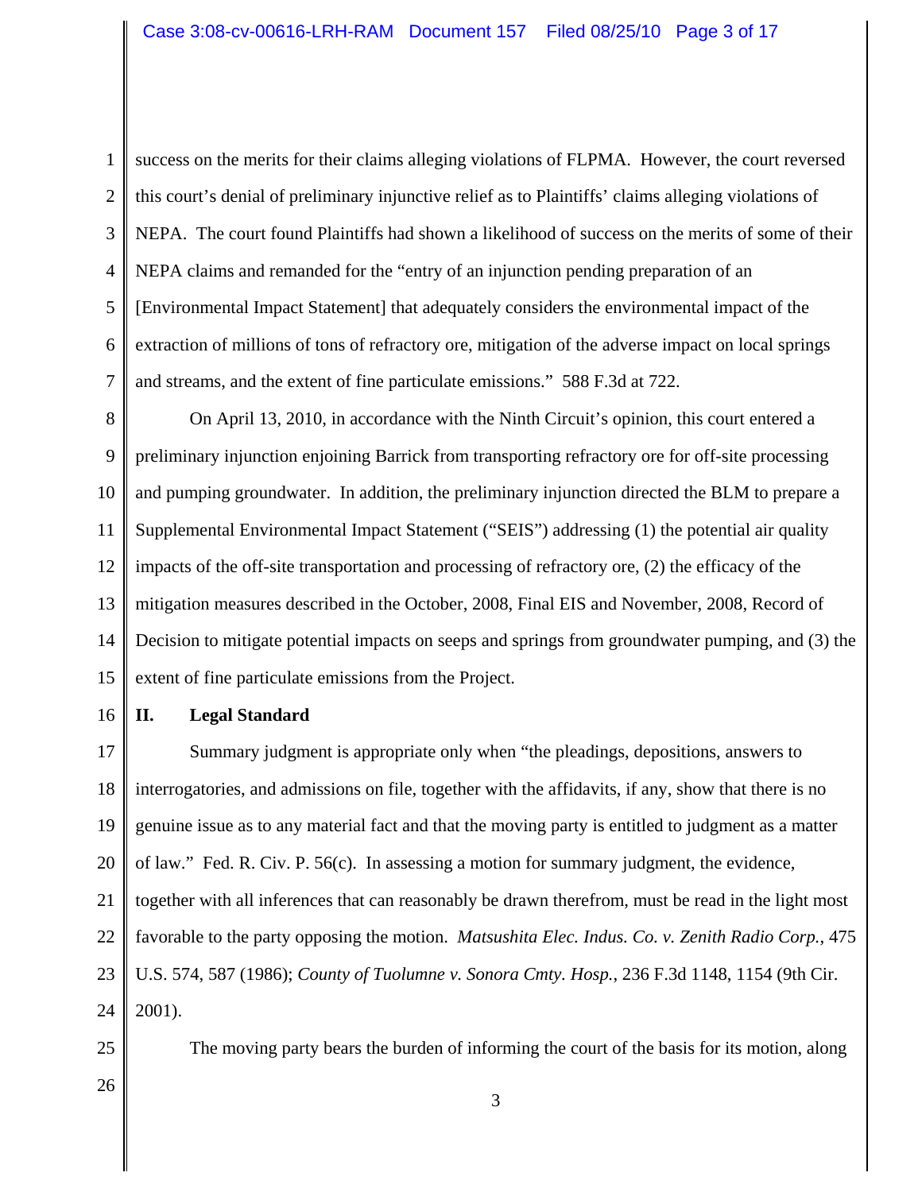success on the merits for their claims alleging violations of FLPMA. However, the court reversed this court's denial of preliminary injunctive relief as to Plaintiffs' claims alleging violations of NEPA. The court found Plaintiffs had shown a likelihood of success on the merits of some of their NEPA claims and remanded for the "entry of an injunction pending preparation of an [Environmental Impact Statement] that adequately considers the environmental impact of the extraction of millions of tons of refractory ore, mitigation of the adverse impact on local springs and streams, and the extent of fine particulate emissions." 588 F.3d at 722.

On April 13, 2010, in accordance with the Ninth Circuit's opinion, this court entered a preliminary injunction enjoining Barrick from transporting refractory ore for off-site processing and pumping groundwater. In addition, the preliminary injunction directed the BLM to prepare a Supplemental Environmental Impact Statement ("SEIS") addressing (1) the potential air quality impacts of the off-site transportation and processing of refractory ore, (2) the efficacy of the mitigation measures described in the October, 2008, Final EIS and November, 2008, Record of Decision to mitigate potential impacts on seeps and springs from groundwater pumping, and (3) the extent of fine particulate emissions from the Project.

## II. Legal Standard

Summary judgment is appropriate only when "the pleadings, depositions, answers to interrogatories, and admissions on file, together with the affidavits, if any, show that there is no genuine issue as to any material fact and that the moving party is entitled to judgment as a matter of law." Fed. R. Civ. P. 56(c). In assessing a motion for summary judgment, the evidence, together with all inferences that can reasonably be drawn therefrom, must be read in the light most favorable to the party opposing the motion. *Matsushita Elec. Indus. Co. v. Zenith Radio Corp.*, 475 U.S. 574, 587 (1986); *County of Tuolumne v. Sonora Cmty. Hosp.*, 236 F.3d 1148, 1154 (9th Cir. 2001).

The moving party bears the burden of informing the court of the basis for its motion, along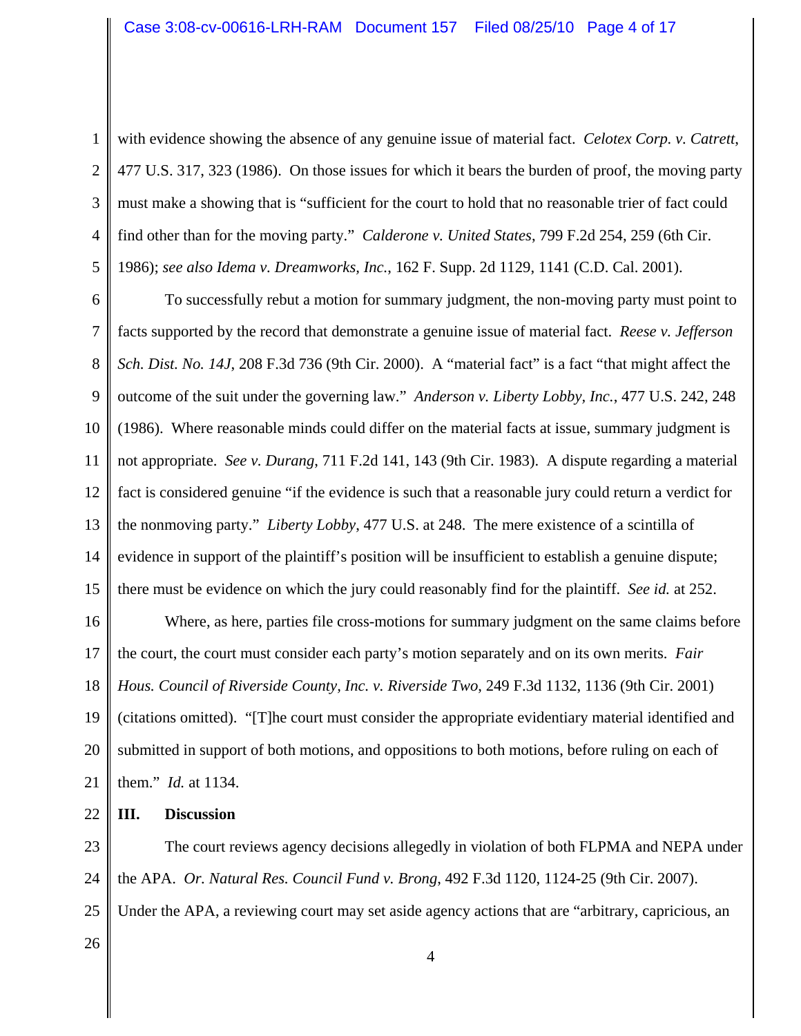with evidence showing the absence of any genuine issue of material fact. *Celotex Corp. v. Catrett*, 477 U.S. 317, 323 (1986). On those issues for which it bears the burden of proof, the moving party must make a showing that is "sufficient for the court to hold that no reasonable trier of fact could find other than for the moving party." *Calderone v. United States*, 799 F.2d 254, 259 (6th Cir. 1986); *see also Idema v. Dreamworks, Inc.*, 162 F. Supp. 2d 1129, 1141 (C.D. Cal. 2001).

To successfully rebut a motion for summary judgment, the non-moving party must point to facts supported by the record that demonstrate a genuine issue of material fact. *Reese v. Jefferson Sch. Dist. No. 14J*, 208 F.3d 736 (9th Cir. 2000). A "material fact" is a fact "that might affect the outcome of the suit under the governing law." *Anderson v. Liberty Lobby, Inc.*, 477 U.S. 242, 248 (1986). Where reasonable minds could differ on the material facts at issue, summary judgment is not appropriate. *See v. Durang*, 711 F.2d 141, 143 (9th Cir. 1983). A dispute regarding a material fact is considered genuine "if the evidence is such that a reasonable jury could return a verdict for the nonmoving party." *Liberty Lobby*, 477 U.S. at 248. The mere existence of a scintilla of evidence in support of the plaintiff's position will be insufficient to establish a genuine dispute; there must be evidence on which the jury could reasonably find for the plaintiff. *See id.* at 252.

Where, as here, parties file cross-motions for summary judgment on the same claims before the court, the court must consider each party's motion separately and on its own merits. *Fair Hous. Council of Riverside County, Inc. v. Riverside Two*, 249 F.3d 1132, 1136 (9th Cir. 2001) (citations omitted). "[T]he court must consider the appropriate evidentiary material identified and submitted in support of both motions, and oppositions to both motions, before ruling on each of them." *Id.* at 1134.

## III. Discussion

The court reviews agency decisions allegedly in violation of both FLPMA and NEPA under the APA. *Or. Natural Res. Council Fund v. Brong*, 492 F.3d 1120, 1124-25 (9th Cir. 2007). Under the APA, a reviewing court may set aside agency actions that are "arbitrary, capricious, an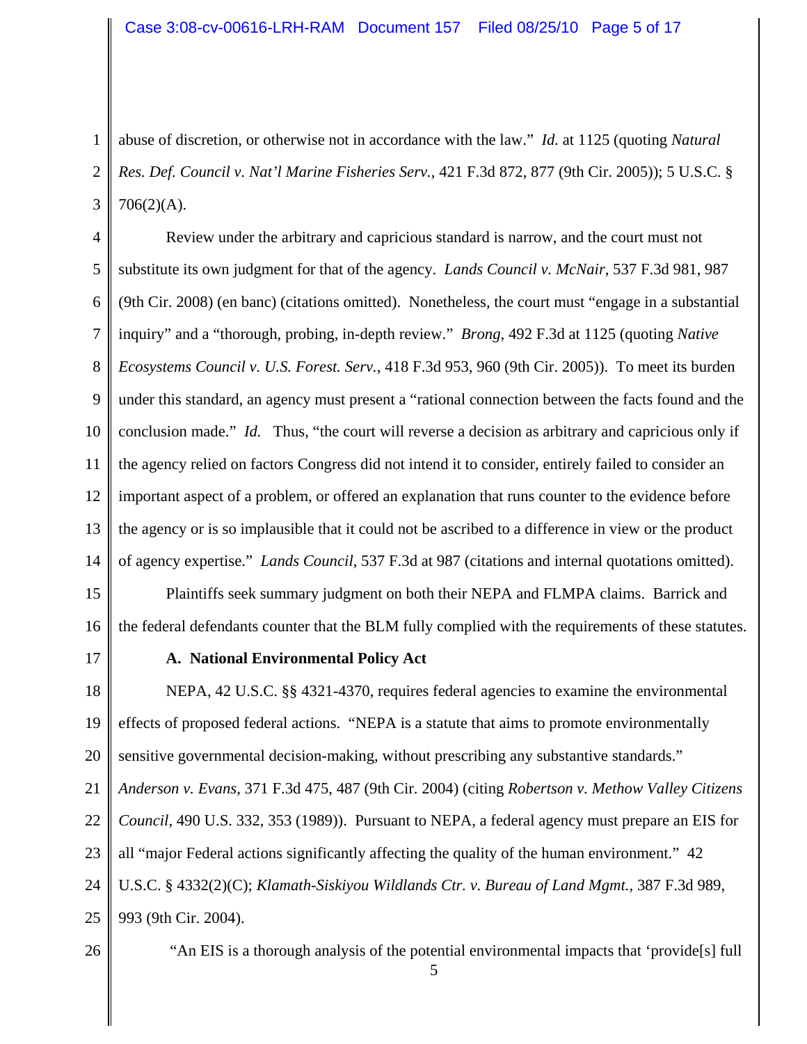abuse of discretion, or otherwise not in accordance with the law." *Id.* at 1125 (quoting *Natural Res. Def. Council v. Nat'l Marine Fisheries Serv.*, 421 F.3d 872, 877 (9th Cir. 2005)); 5 U.S.C. § 706(2)(A).

Review under the arbitrary and capricious standard is narrow, and the court must not substitute its own judgment for that of the agency. *Lands Council v. McNair*, 537 F.3d 981, 987 (9th Cir. 2008) (en banc) (citations omitted). Nonetheless, the court must "engage in a substantial inquiry" and a "thorough, probing, in-depth review." *Brong*, 492 F.3d at 1125 (quoting *Native Ecosystems Council v. U.S. Forest. Serv.*, 418 F.3d 953, 960 (9th Cir. 2005)). To meet its burden under this standard, an agency must present a "rational connection between the facts found and the conclusion made." *Id.* Thus, "the court will reverse a decision as arbitrary and capricious only if the agency relied on factors Congress did not intend it to consider, entirely failed to consider an important aspect of a problem, or offered an explanation that runs counter to the evidence before the agency or is so implausible that it could not be ascribed to a difference in view or the product of agency expertise." *Lands Council*, 537 F.3d at 987 (citations and internal quotations omitted).

Plaintiffs seek summary judgment on both their NEPA and FLMPA claims. Barrick and the federal defendants counter that the BLM fully complied with the requirements of these statutes.

**A. National Environmental Policy Act**

NEPA, 42 U.S.C. §§ 4321-4370, requires federal agencies to examine the environmental effects of proposed federal actions. "NEPA is a statute that aims to promote environmentally sensitive governmental decision-making, without prescribing any substantive standards." *Anderson v. Evans*, 371 F.3d 475, 487 (9th Cir. 2004) (citing *Robertson v. Methow Valley Citizens Council*, 490 U.S. 332, 353 (1989)). Pursuant to NEPA, a federal agency must prepare an EIS for all "major Federal actions significantly affecting the quality of the human environment." 42 U.S.C. § 4332(2)(C); *Klamath-Siskiyou Wildlands Ctr. v. Bureau of Land Mgmt.*, 387 F.3d 989, 993 (9th Cir. 2004).

"An EIS is a thorough analysis of the potential environmental impacts that 'provide[s] full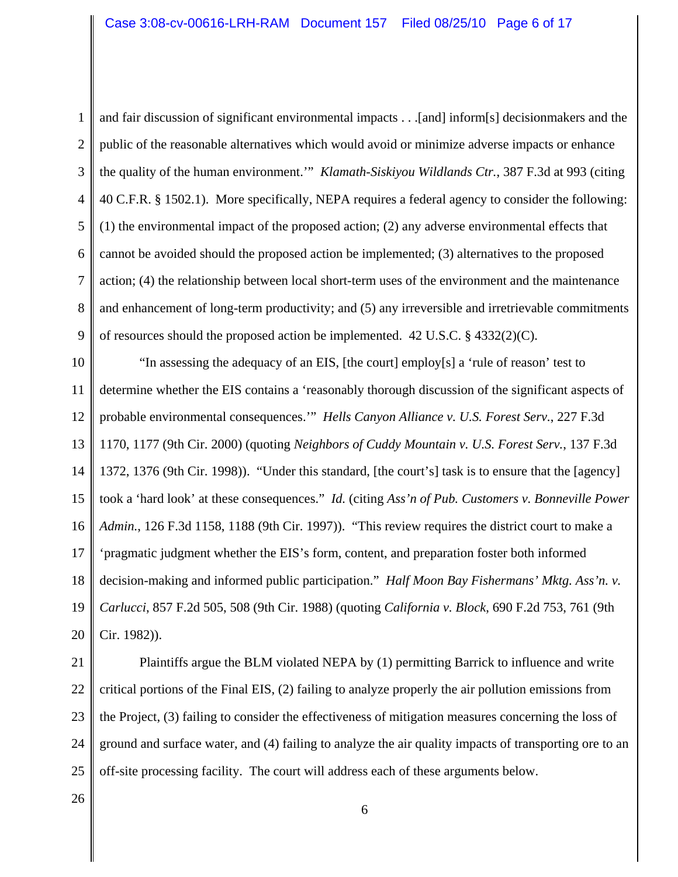and fair discussion of significant environmental impacts . . .[and] inform[s] decisionmakers and the public of the reasonable alternatives which would avoid or minimize adverse impacts or enhance the quality of the human environment.'" *Klamath-Siskiyou Wildlands Ctr.*, 387 F.3d at 993 (citing 40 C.F.R. § 1502.1). More specifically, NEPA requires a federal agency to consider the following: (1) the environmental impact of the proposed action; (2) any adverse environmental effects that cannot be avoided should the proposed action be implemented; (3) alternatives to the proposed action; (4) the relationship between local short-term uses of the environment and the maintenance and enhancement of long-term productivity; and (5) any irreversible and irretrievable commitments of resources should the proposed action be implemented. 42 U.S.C. § 4332(2)(C).

"In assessing the adequacy of an EIS, [the court] employ[s] a 'rule of reason' test to determine whether the EIS contains a 'reasonably thorough discussion of the significant aspects of probable environmental consequences.'" *Hells Canyon Alliance v. U.S. Forest Serv.*, 227 F.3d 1170, 1177 (9th Cir. 2000) (quoting *Neighbors of Cuddy Mountain v. U.S. Forest Serv.*, 137 F.3d 1372, 1376 (9th Cir. 1998)). "Under this standard, [the court's] task is to ensure that the [agency] took a 'hard look' at these consequences." *Id.* (citing *Ass'n of Pub. Customers v. Bonneville Power Admin.*, 126 F.3d 1158, 1188 (9th Cir. 1997)). "This review requires the district court to make a 'pragmatic judgment whether the EIS's form, content, and preparation foster both informed decision-making and informed public participation." *Half Moon Bay Fishermans' Mktg. Ass'n. v. Carlucci*, 857 F.2d 505, 508 (9th Cir. 1988) (quoting *California v. Block*, 690 F.2d 753, 761 (9th Cir. 1982)).

Plaintiffs argue the BLM violated NEPA by (1) permitting Barrick to influence and write critical portions of the Final EIS, (2) failing to analyze properly the air pollution emissions from the Project, (3) failing to consider the effectiveness of mitigation measures concerning the loss of ground and surface water, and (4) failing to analyze the air quality impacts of transporting ore to an off-site processing facility. The court will address each of these arguments below.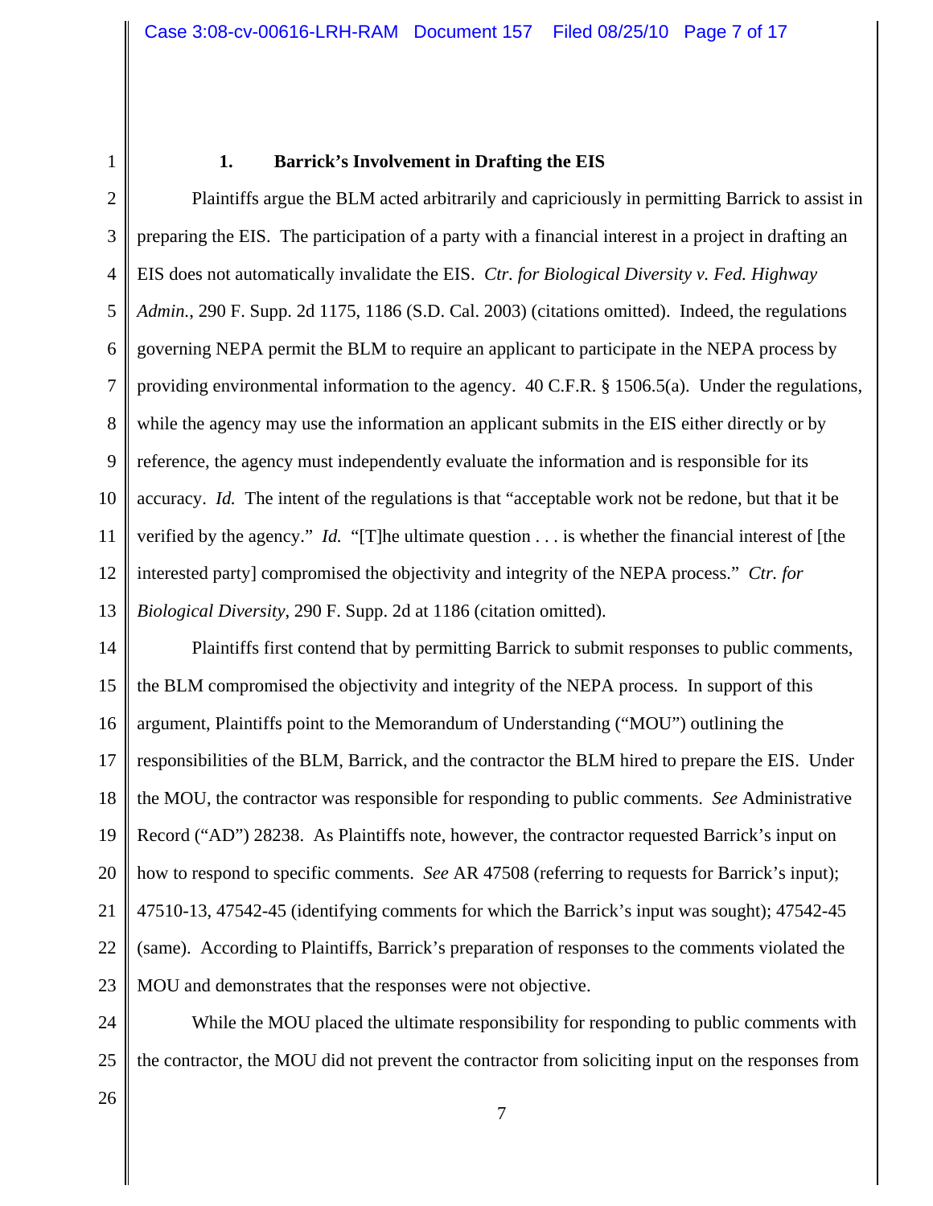### 1. Barrick's Involvement in Drafting the EIS

Plaintiffs argue the BLM acted arbitrarily and capriciously in permitting Barrick to assist in preparing the EIS. The participation of a party with a financial interest in a project in drafting an EIS does not automatically invalidate the EIS. *Ctr. for Biological Diversity v. Fed. Highway Admin.*, 290 F. Supp. 2d 1175, 1186 (S.D. Cal. 2003) (citations omitted). Indeed, the regulations governing NEPA permit the BLM to require an applicant to participate in the NEPA process by providing environmental information to the agency. 40 C.F.R. § 1506.5(a). Under the regulations, while the agency may use the information an applicant submits in the EIS either directly or by reference, the agency must independently evaluate the information and is responsible for its accuracy. *Id.* The intent of the regulations is that "acceptable work not be redone, but that it be verified by the agency." *Id.* "[T]he ultimate question . . . is whether the financial interest of [the interested party] compromised the objectivity and integrity of the NEPA process." *Ctr. for Biological Diversity*, 290 F. Supp. 2d at 1186 (citation omitted).

Plaintiffs first contend that by permitting Barrick to submit responses to public comments, the BLM compromised the objectivity and integrity of the NEPA process. In support of this argument, Plaintiffs point to the Memorandum of Understanding ("MOU") outlining the responsibilities of the BLM, Barrick, and the contractor the BLM hired to prepare the EIS. Under the MOU, the contractor was responsible for responding to public comments. *See* Administrative Record ("AD") 28238. As Plaintiffs note, however, the contractor requested Barrick's input on how to respond to specific comments. *See* AR 47508 (referring to requests for Barrick's input); 47510-13, 47542-45 (identifying comments for which the Barrick's input was sought); 47542-45 (same). According to Plaintiffs, Barrick's preparation of responses to the comments violated the MOU and demonstrates that the responses were not objective.

While the MOU placed the ultimate responsibility for responding to public comments with the contractor, the MOU did not prevent the contractor from soliciting input on the responses from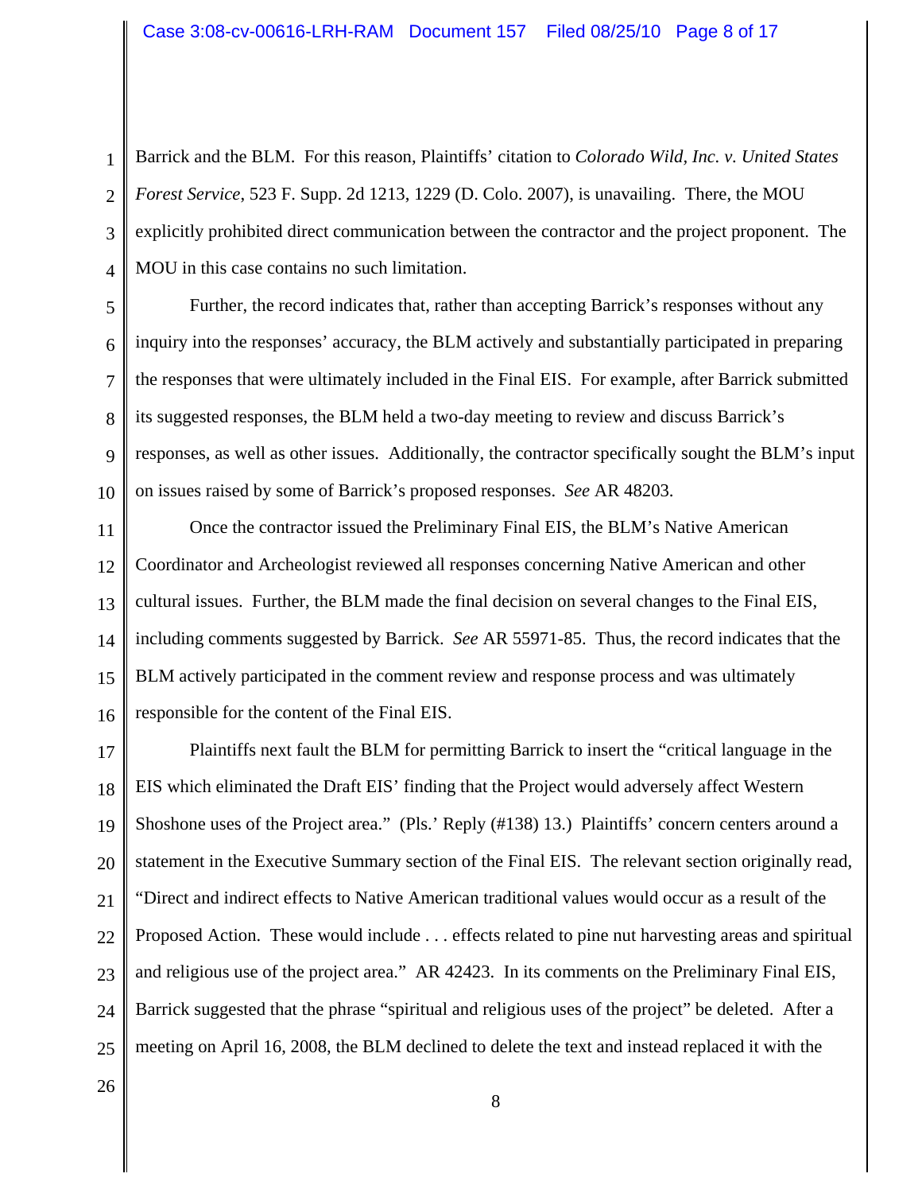Barrick and the BLM. For this reason, Plaintiffs' citation to *Colorado Wild, Inc. v. United States Forest Service*, 523 F. Supp. 2d 1213, 1229 (D. Colo. 2007), is unavailing. There, the MOU explicitly prohibited direct communication between the contractor and the project proponent. The MOU in this case contains no such limitation.

Further, the record indicates that, rather than accepting Barrick's responses without any inquiry into the responses' accuracy, the BLM actively and substantially participated in preparing the responses that were ultimately included in the Final EIS. For example, after Barrick submitted its suggested responses, the BLM held a two-day meeting to review and discuss Barrick's responses, as well as other issues. Additionally, the contractor specifically sought the BLM's input on issues raised by some of Barrick's proposed responses. *See* AR 48203.

Once the contractor issued the Preliminary Final EIS, the BLM's Native American Coordinator and Archeologist reviewed all responses concerning Native American and other cultural issues. Further, the BLM made the final decision on several changes to the Final EIS, including comments suggested by Barrick. *See* AR 55971-85. Thus, the record indicates that the BLM actively participated in the comment review and response process and was ultimately responsible for the content of the Final EIS.

Plaintiffs next fault the BLM for permitting Barrick to insert the "critical language in the EIS which eliminated the Draft EIS' finding that the Project would adversely affect Western Shoshone uses of the Project area." (Pls.' Reply (#138) 13.) Plaintiffs' concern centers around a statement in the Executive Summary section of the Final EIS. The relevant section originally read, "Direct and indirect effects to Native American traditional values would occur as a result of the Proposed Action. These would include . . . effects related to pine nut harvesting areas and spiritual and religious use of the project area." AR 42423. In its comments on the Preliminary Final EIS, Barrick suggested that the phrase "spiritual and religious uses of the project" be deleted. After a meeting on April 16, 2008, the BLM declined to delete the text and instead replaced it with the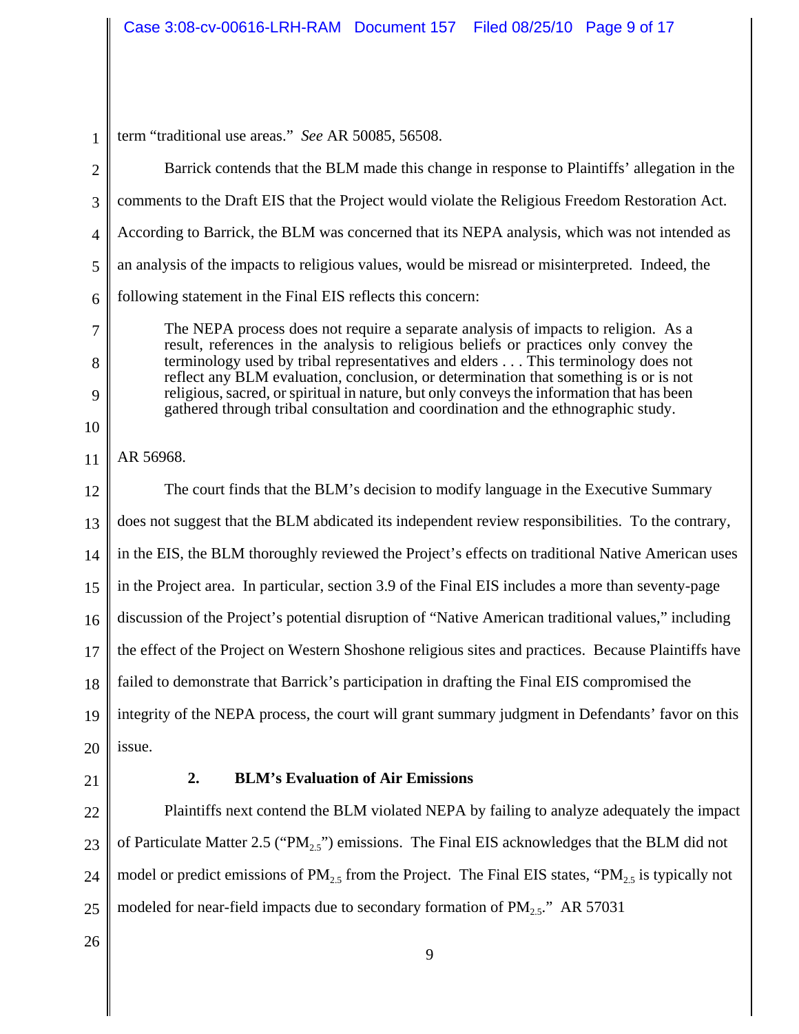term "traditional use areas." *See* AR 50085, 56508.

Barrick contends that the BLM made this change in response to Plaintiffs' allegation in the comments to the Draft EIS that the Project would violate the Religious Freedom Restoration Act. According to Barrick, the BLM was concerned that its NEPA analysis, which was not intended as an analysis of the impacts to religious values, would be misread or misinterpreted. Indeed, the following statement in the Final EIS reflects this concern:

> The NEPA process does not require a separate analysis of impacts to religion. As a result, references in the analysis to religious beliefs or practices only convey the terminology used by tribal representatives and elders . . . This terminology does not reflect any BLM evaluation, conclusion, or determination that something is or is not religious, sacred, or spiritual in nature, but only conveys the information that has been gathered through tribal consultation and coordination and the ethnographic study.

AR 56968.

The court finds that the BLM's decision to modify language in the Executive Summary does not suggest that the BLM abdicated its independent review responsibilities. To the contrary, in the EIS, the BLM thoroughly reviewed the Project's effects on traditional Native American uses in the Project area. In particular, section 3.9 of the Final EIS includes a more than seventy-page discussion of the Project's potential disruption of "Native American traditional values," including the effect of the Project on Western Shoshone religious sites and practices. Because Plaintiffs have failed to demonstrate that Barrick's participation in drafting the Final EIS compromised the integrity of the NEPA process, the court will grant summary judgment in Defendants' favor on this issue.

### 2. BLM's Evaluation of Air Emissions

Plaintiffs next contend the BLM violated NEPA by failing to analyze adequately the impact of Particulate Matter 2.5 ("$PM_{2.5}$") emissions. The Final EIS acknowledges that the BLM did not model or predict emissions of $PM_{2.5}$ from the Project. The Final EIS states, "$PM_{2.5}$ is typically not modeled for near-field impacts due to secondary formation of $PM_{2.5}$." AR 57031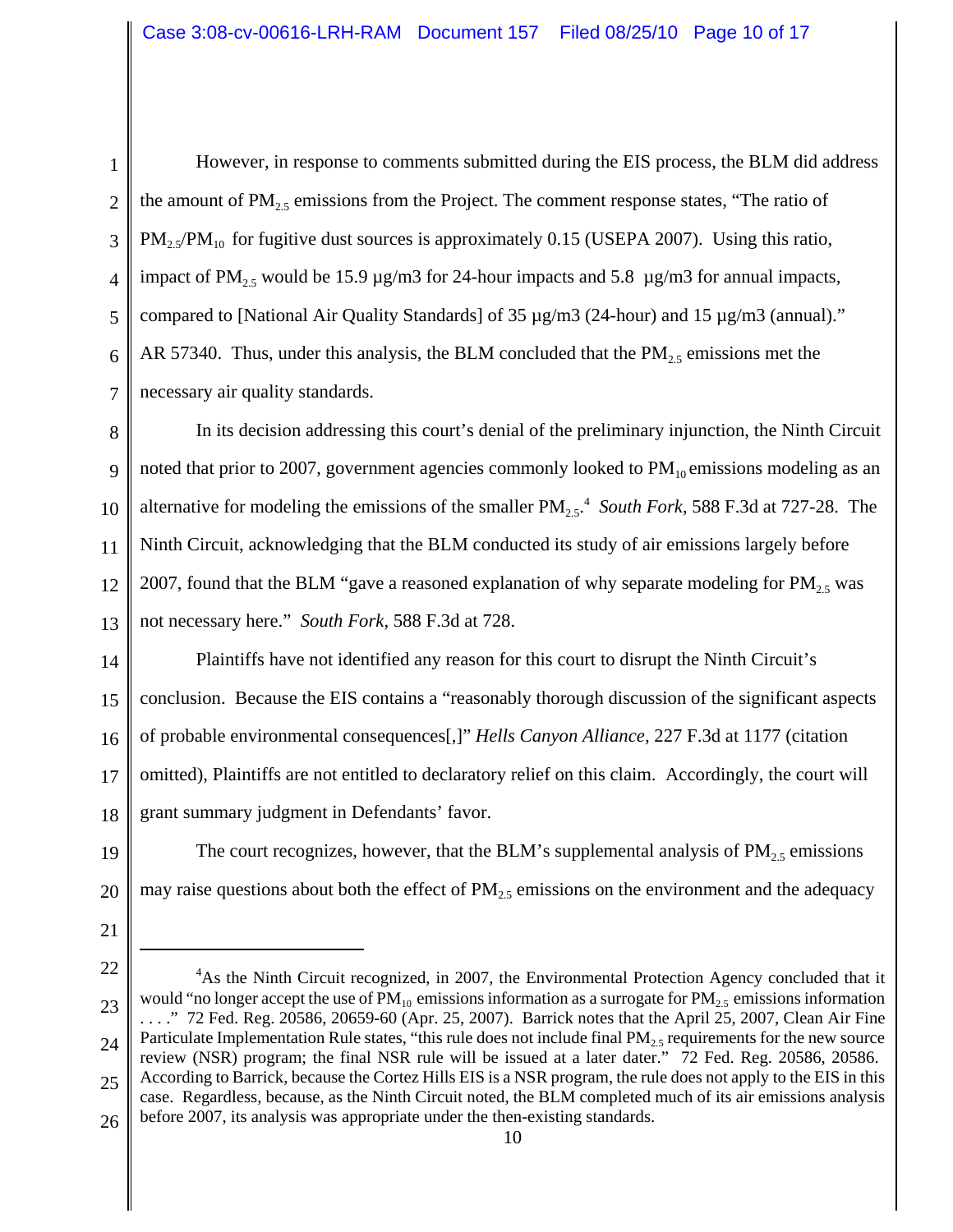However, in response to comments submitted during the EIS process, the BLM did address the amount of $PM_{2.5}$ emissions from the Project. The comment response states, "The ratio of $PM_{2.5}/PM_{10}$ for fugitive dust sources is approximately 0.15 (USEPA 2007). Using this ratio, impact of $PM_{2.5}$ would be 15.9 µg/m3 for 24-hour impacts and 5.8 µg/m3 for annual impacts, compared to [National Air Quality Standards] of 35 µg/m3 (24-hour) and 15 µg/m3 (annual)." AR 57340. Thus, under this analysis, the BLM concluded that the $PM_{2.5}$ emissions met the necessary air quality standards.

In its decision addressing this court's denial of the preliminary injunction, the Ninth Circuit noted that prior to 2007, government agencies commonly looked to $PM_{10}$ emissions modeling as an alternative for modeling the emissions of the smaller $PM_{2.5}$.[4] *South Fork*, 588 F.3d at 727-28. The Ninth Circuit, acknowledging that the BLM conducted its study of air emissions largely before 2007, found that the BLM "gave a reasoned explanation of why separate modeling for $PM_{2.5}$ was not necessary here." *South Fork*, 588 F.3d at 728.

Plaintiffs have not identified any reason for this court to disrupt the Ninth Circuit's conclusion. Because the EIS contains a "reasonably thorough discussion of the significant aspects of probable environmental consequences[,]" *Hells Canyon Alliance*, 227 F.3d at 1177 (citation omitted), Plaintiffs are not entitled to declaratory relief on this claim. Accordingly, the court will grant summary judgment in Defendants' favor.

The court recognizes, however, that the BLM's supplemental analysis of $PM_{2.5}$ emissions may raise questions about both the effect of $PM_{2.5}$ emissions on the environment and the adequacy

---

[4]As the Ninth Circuit recognized, in 2007, the Environmental Protection Agency concluded that it would "no longer accept the use of $PM_{10}$ emissions information as a surrogate for $PM_{2.5}$ emissions information . . . ." 72 Fed. Reg. 20586, 20659-60 (Apr. 25, 2007). Barrick notes that the April 25, 2007, Clean Air Fine Particulate Implementation Rule states, "this rule does not include final $PM_{2.5}$ requirements for the new source review (NSR) program; the final NSR rule will be issued at a later dater." 72 Fed. Reg. 20586, 20586. According to Barrick, because the Cortez Hills EIS is a NSR program, the rule does not apply to the EIS in this case. Regardless, because, as the Ninth Circuit noted, the BLM completed much of its air emissions analysis before 2007, its analysis was appropriate under the then-existing standards.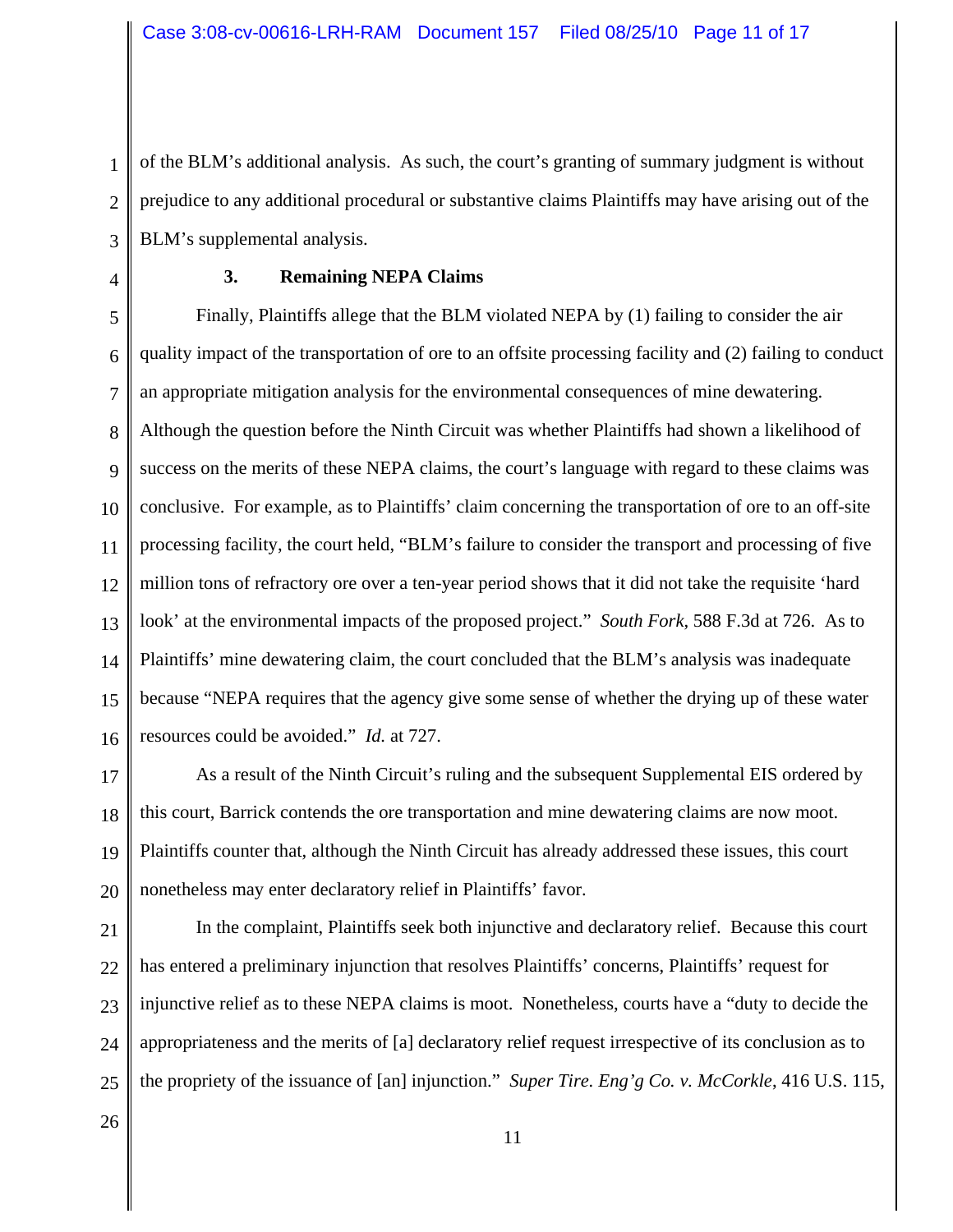of the BLM's additional analysis. As such, the court's granting of summary judgment is without prejudice to any additional procedural or substantive claims Plaintiffs may have arising out of the BLM's supplemental analysis.

### 3. Remaining NEPA Claims

Finally, Plaintiffs allege that the BLM violated NEPA by (1) failing to consider the air quality impact of the transportation of ore to an offsite processing facility and (2) failing to conduct an appropriate mitigation analysis for the environmental consequences of mine dewatering. Although the question before the Ninth Circuit was whether Plaintiffs had shown a likelihood of success on the merits of these NEPA claims, the court's language with regard to these claims was conclusive. For example, as to Plaintiffs' claim concerning the transportation of ore to an off-site processing facility, the court held, "BLM's failure to consider the transport and processing of five million tons of refractory ore over a ten-year period shows that it did not take the requisite 'hard look' at the environmental impacts of the proposed project." *South Fork*, 588 F.3d at 726. As to Plaintiffs' mine dewatering claim, the court concluded that the BLM's analysis was inadequate because "NEPA requires that the agency give some sense of whether the drying up of these water resources could be avoided." *Id.* at 727.

As a result of the Ninth Circuit's ruling and the subsequent Supplemental EIS ordered by this court, Barrick contends the ore transportation and mine dewatering claims are now moot. Plaintiffs counter that, although the Ninth Circuit has already addressed these issues, this court nonetheless may enter declaratory relief in Plaintiffs' favor.

In the complaint, Plaintiffs seek both injunctive and declaratory relief. Because this court has entered a preliminary injunction that resolves Plaintiffs' concerns, Plaintiffs' request for injunctive relief as to these NEPA claims is moot. Nonetheless, courts have a "duty to decide the appropriateness and the merits of [a] declaratory relief request irrespective of its conclusion as to the propriety of the issuance of [an] injunction." *Super Tire. Eng'g Co. v. McCorkle*, 416 U.S. 115,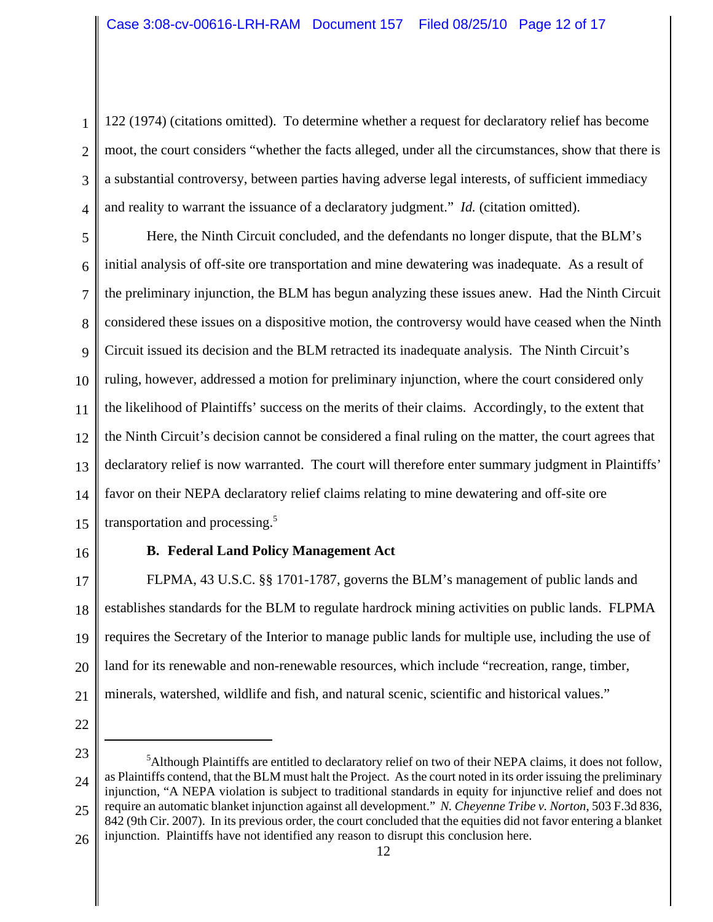122 (1974) (citations omitted). To determine whether a request for declaratory relief has become moot, the court considers "whether the facts alleged, under all the circumstances, show that there is a substantial controversy, between parties having adverse legal interests, of sufficient immediacy and reality to warrant the issuance of a declaratory judgment." *Id.* (citation omitted).

Here, the Ninth Circuit concluded, and the defendants no longer dispute, that the BLM's initial analysis of off-site ore transportation and mine dewatering was inadequate. As a result of the preliminary injunction, the BLM has begun analyzing these issues anew. Had the Ninth Circuit considered these issues on a dispositive motion, the controversy would have ceased when the Ninth Circuit issued its decision and the BLM retracted its inadequate analysis. The Ninth Circuit's ruling, however, addressed a motion for preliminary injunction, where the court considered only the likelihood of Plaintiffs' success on the merits of their claims. Accordingly, to the extent that the Ninth Circuit's decision cannot be considered a final ruling on the matter, the court agrees that declaratory relief is now warranted. The court will therefore enter summary judgment in Plaintiffs' favor on their NEPA declaratory relief claims relating to mine dewatering and off-site ore transportation and processing.[5]

**B. Federal Land Policy Management Act**

FLPMA, 43 U.S.C. §§ 1701-1787, governs the BLM's management of public lands and establishes standards for the BLM to regulate hardrock mining activities on public lands. FLPMA requires the Secretary of the Interior to manage public lands for multiple use, including the use of land for its renewable and non-renewable resources, which include "recreation, range, timber, minerals, watershed, wildlife and fish, and natural scenic, scientific and historical values."

---

[5]Although Plaintiffs are entitled to declaratory relief on two of their NEPA claims, it does not follow, as Plaintiffs contend, that the BLM must halt the Project. As the court noted in its order issuing the preliminary injunction, "A NEPA violation is subject to traditional standards in equity for injunctive relief and does not require an automatic blanket injunction against all development." *N. Cheyenne Tribe v. Norton*, 503 F.3d 836, 842 (9th Cir. 2007). In its previous order, the court concluded that the equities did not favor entering a blanket injunction. Plaintiffs have not identified any reason to disrupt this conclusion here.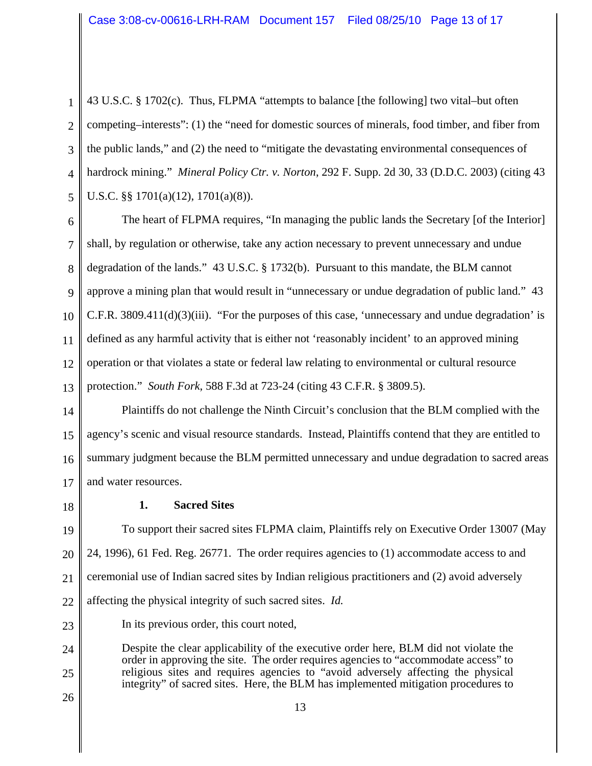43 U.S.C. § 1702(c). Thus, FLPMA "attempts to balance [the following] two vital–but often competing–interests": (1) the "need for domestic sources of minerals, food timber, and fiber from the public lands," and (2) the need to "mitigate the devastating environmental consequences of hardrock mining." *Mineral Policy Ctr. v. Norton*, 292 F. Supp. 2d 30, 33 (D.D.C. 2003) (citing 43 U.S.C. §§ 1701(a)(12), 1701(a)(8)).

The heart of FLPMA requires, "In managing the public lands the Secretary [of the Interior] shall, by regulation or otherwise, take any action necessary to prevent unnecessary and undue degradation of the lands." 43 U.S.C. § 1732(b). Pursuant to this mandate, the BLM cannot approve a mining plan that would result in "unnecessary or undue degradation of public land." 43 C.F.R. 3809.411(d)(3)(iii). "For the purposes of this case, 'unnecessary and undue degradation' is defined as any harmful activity that is either not 'reasonably incident' to an approved mining operation or that violates a state or federal law relating to environmental or cultural resource protection." *South Fork*, 588 F.3d at 723-24 (citing 43 C.F.R. § 3809.5).

Plaintiffs do not challenge the Ninth Circuit's conclusion that the BLM complied with the agency's scenic and visual resource standards. Instead, Plaintiffs contend that they are entitled to summary judgment because the BLM permitted unnecessary and undue degradation to sacred areas and water resources.

**1. Sacred Sites**

To support their sacred sites FLPMA claim, Plaintiffs rely on Executive Order 13007 (May 24, 1996), 61 Fed. Reg. 26771. The order requires agencies to (1) accommodate access to and ceremonial use of Indian sacred sites by Indian religious practitioners and (2) avoid adversely affecting the physical integrity of such sacred sites. *Id.*

In its previous order, this court noted,

> Despite the clear applicability of the executive order here, BLM did not violate the order in approving the site. The order requires agencies to "accommodate access" to religious sites and requires agencies to "avoid adversely affecting the physical integrity" of sacred sites. Here, the BLM has implemented mitigation procedures to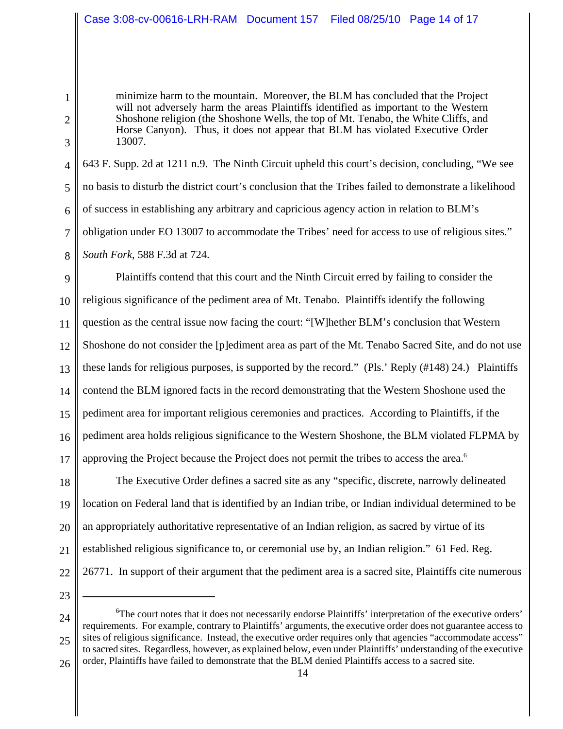> minimize harm to the mountain. Moreover, the BLM has concluded that the Project will not adversely harm the areas Plaintiffs identified as important to the Western Shoshone religion (the Shoshone Wells, the top of Mt. Tenabo, the White Cliffs, and Horse Canyon). Thus, it does not appear that BLM has violated Executive Order 13007.

643 F. Supp. 2d at 1211 n.9. The Ninth Circuit upheld this court's decision, concluding, "We see no basis to disturb the district court's conclusion that the Tribes failed to demonstrate a likelihood of success in establishing any arbitrary and capricious agency action in relation to BLM's obligation under EO 13007 to accommodate the Tribes' need for access to use of religious sites." *South Fork*, 588 F.3d at 724.

Plaintiffs contend that this court and the Ninth Circuit erred by failing to consider the religious significance of the pediment area of Mt. Tenabo. Plaintiffs identify the following question as the central issue now facing the court: "[W]hether BLM's conclusion that Western Shoshone do not consider the [p]ediment area as part of the Mt. Tenabo Sacred Site, and do not use these lands for religious purposes, is supported by the record." (Pls.' Reply (#148) 24.) Plaintiffs contend the BLM ignored facts in the record demonstrating that the Western Shoshone used the pediment area for important religious ceremonies and practices. According to Plaintiffs, if the pediment area holds religious significance to the Western Shoshone, the BLM violated FLPMA by approving the Project because the Project does not permit the tribes to access the area.[6]

The Executive Order defines a sacred site as any "specific, discrete, narrowly delineated location on Federal land that is identified by an Indian tribe, or Indian individual determined to be an appropriately authoritative representative of an Indian religion, as sacred by virtue of its established religious significance to, or ceremonial use by, an Indian religion." 61 Fed. Reg. 26771. In support of their argument that the pediment area is a sacred site, Plaintiffs cite numerous

---

[6]The court notes that it does not necessarily endorse Plaintiffs' interpretation of the executive orders' requirements. For example, contrary to Plaintiffs' arguments, the executive order does not guarantee access to sites of religious significance. Instead, the executive order requires only that agencies "accommodate access" to sacred sites. Regardless, however, as explained below, even under Plaintiffs' understanding of the executive order, Plaintiffs have failed to demonstrate that the BLM denied Plaintiffs access to a sacred site.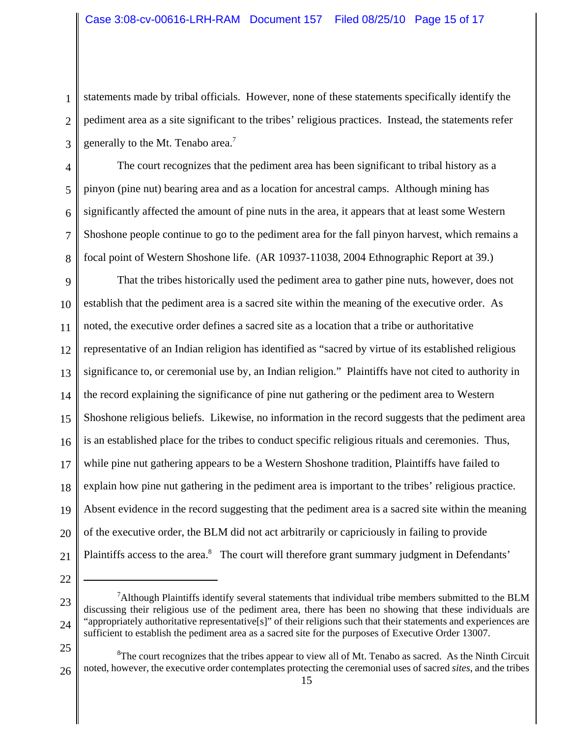statements made by tribal officials. However, none of these statements specifically identify the pediment area as a site significant to the tribes' religious practices. Instead, the statements refer generally to the Mt. Tenabo area.[7]

The court recognizes that the pediment area has been significant to tribal history as a pinyon (pine nut) bearing area and as a location for ancestral camps. Although mining has significantly affected the amount of pine nuts in the area, it appears that at least some Western Shoshone people continue to go to the pediment area for the fall pinyon harvest, which remains a focal point of Western Shoshone life. (AR 10937-11038, 2004 Ethnographic Report at 39.)

That the tribes historically used the pediment area to gather pine nuts, however, does not establish that the pediment area is a sacred site within the meaning of the executive order. As noted, the executive order defines a sacred site as a location that a tribe or authoritative representative of an Indian religion has identified as "sacred by virtue of its established religious significance to, or ceremonial use by, an Indian religion." Plaintiffs have not cited to authority in the record explaining the significance of pine nut gathering or the pediment area to Western Shoshone religious beliefs. Likewise, no information in the record suggests that the pediment area is an established place for the tribes to conduct specific religious rituals and ceremonies. Thus, while pine nut gathering appears to be a Western Shoshone tradition, Plaintiffs have failed to explain how pine nut gathering in the pediment area is important to the tribes' religious practice. Absent evidence in the record suggesting that the pediment area is a sacred site within the meaning of the executive order, the BLM did not act arbitrarily or capriciously in failing to provide Plaintiffs access to the area.[8] The court will therefore grant summary judgment in Defendants'

---

[7] Although Plaintiffs identify several statements that individual tribe members submitted to the BLM discussing their religious use of the pediment area, there has been no showing that these individuals are "appropriately authoritative representative[s]" of their religions such that their statements and experiences are sufficient to establish the pediment area as a sacred site for the purposes of Executive Order 13007.

[8] The court recognizes that the tribes appear to view all of Mt. Tenabo as sacred. As the Ninth Circuit noted, however, the executive order contemplates protecting the ceremonial uses of sacred *sites*, and the tribes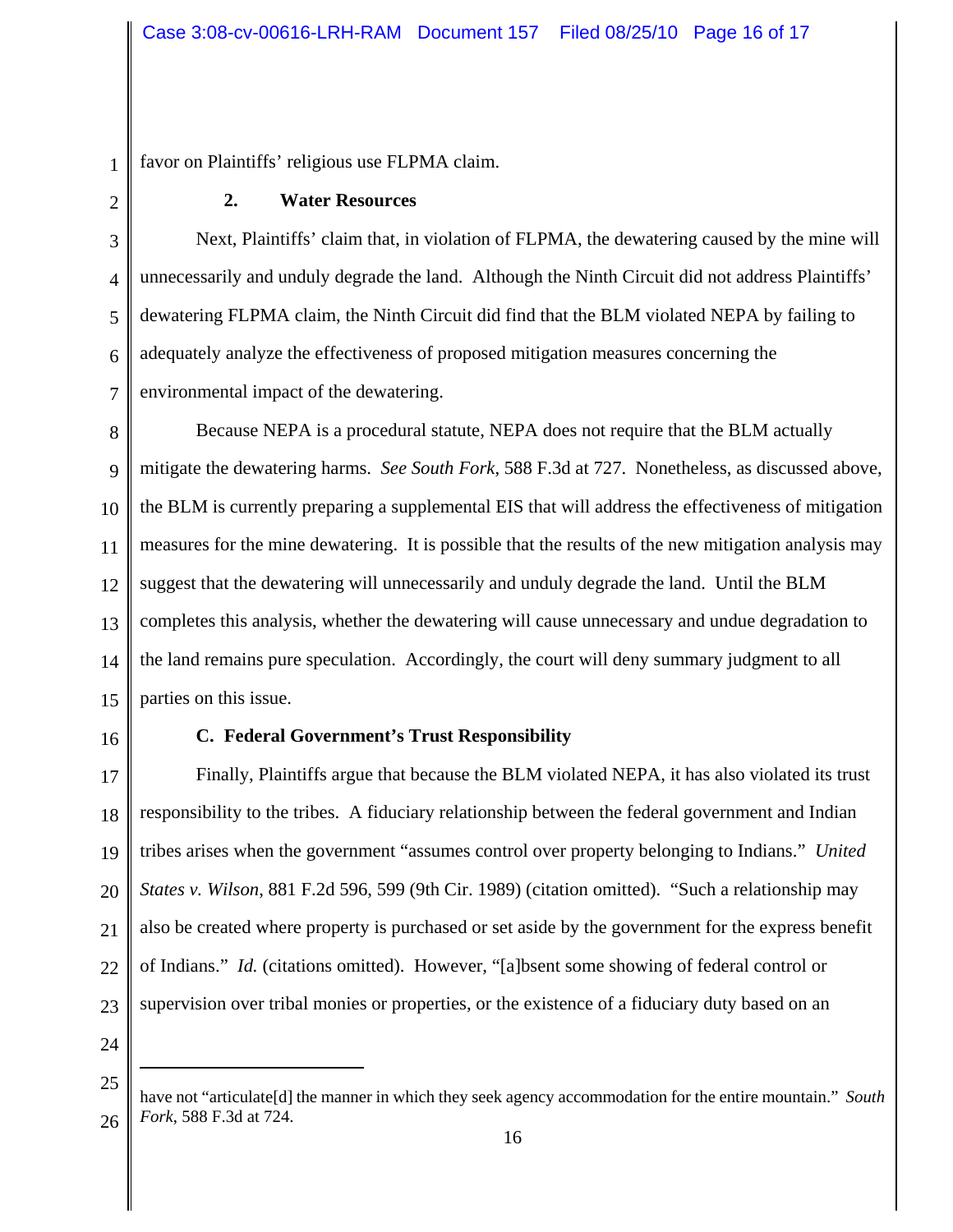favor on Plaintiffs' religious use FLPMA claim.

### 2. Water Resources

Next, Plaintiffs' claim that, in violation of FLPMA, the dewatering caused by the mine will unnecessarily and unduly degrade the land. Although the Ninth Circuit did not address Plaintiffs' dewatering FLPMA claim, the Ninth Circuit did find that the BLM violated NEPA by failing to adequately analyze the effectiveness of proposed mitigation measures concerning the environmental impact of the dewatering.

Because NEPA is a procedural statute, NEPA does not require that the BLM actually mitigate the dewatering harms. *See South Fork*, 588 F.3d at 727. Nonetheless, as discussed above, the BLM is currently preparing a supplemental EIS that will address the effectiveness of mitigation measures for the mine dewatering. It is possible that the results of the new mitigation analysis may suggest that the dewatering will unnecessarily and unduly degrade the land. Until the BLM completes this analysis, whether the dewatering will cause unnecessary and undue degradation to the land remains pure speculation. Accordingly, the court will deny summary judgment to all parties on this issue.

### C. Federal Government's Trust Responsibility

Finally, Plaintiffs argue that because the BLM violated NEPA, it has also violated its trust responsibility to the tribes. A fiduciary relationship between the federal government and Indian tribes arises when the government "assumes control over property belonging to Indians." *United States v. Wilson*, 881 F.2d 596, 599 (9th Cir. 1989) (citation omitted). "Such a relationship may also be created where property is purchased or set aside by the government for the express benefit of Indians." *Id.* (citations omitted). However, "[a]bsent some showing of federal control or supervision over tribal monies or properties, or the existence of a fiduciary duty based on an

---

have not "articulate[d] the manner in which they seek agency accommodation for the entire mountain." *South Fork*, 588 F.3d at 724.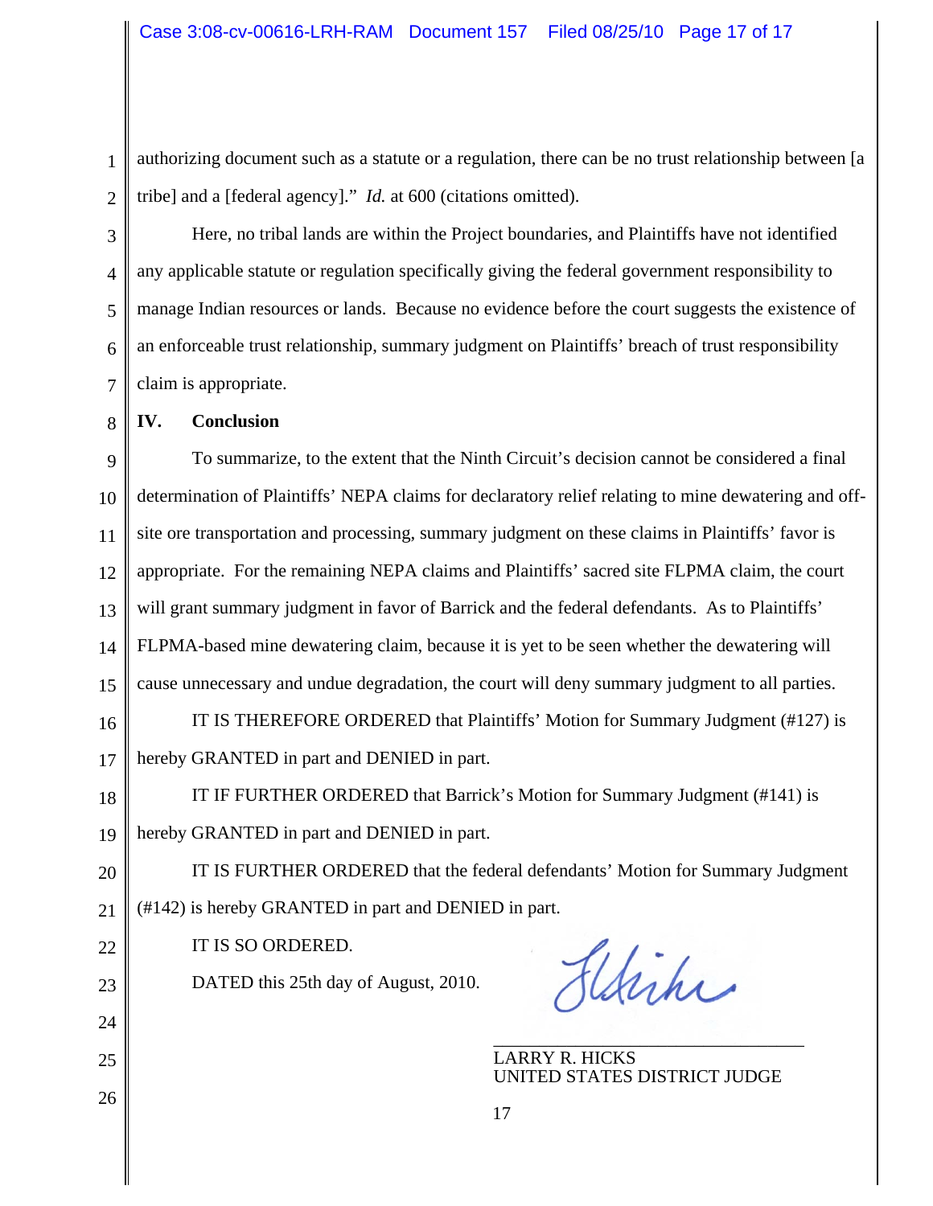authorizing document such as a statute or a regulation, there can be no trust relationship between [a tribe] and a [federal agency]." *Id.* at 600 (citations omitted).

Here, no tribal lands are within the Project boundaries, and Plaintiffs have not identified any applicable statute or regulation specifically giving the federal government responsibility to manage Indian resources or lands. Because no evidence before the court suggests the existence of an enforceable trust relationship, summary judgment on Plaintiffs' breach of trust responsibility claim is appropriate.

## IV. Conclusion

To summarize, to the extent that the Ninth Circuit's decision cannot be considered a final determination of Plaintiffs' NEPA claims for declaratory relief relating to mine dewatering and off-site ore transportation and processing, summary judgment on these claims in Plaintiffs' favor is appropriate. For the remaining NEPA claims and Plaintiffs' sacred site FLPMA claim, the court will grant summary judgment in favor of Barrick and the federal defendants. As to Plaintiffs' FLPMA-based mine dewatering claim, because it is yet to be seen whether the dewatering will cause unnecessary and undue degradation, the court will deny summary judgment to all parties.

IT IS THEREFORE ORDERED that Plaintiffs' Motion for Summary Judgment (#127) is hereby GRANTED in part and DENIED in part.

IT IF FURTHER ORDERED that Barrick's Motion for Summary Judgment (#141) is hereby GRANTED in part and DENIED in part.

IT IS FURTHER ORDERED that the federal defendants' Motion for Summary Judgment (#142) is hereby GRANTED in part and DENIED in part.

IT IS SO ORDERED.

DATED this 25th day of August, 2010.

LARRY R. HICKS
UNITED STATES DISTRICT JUDGE